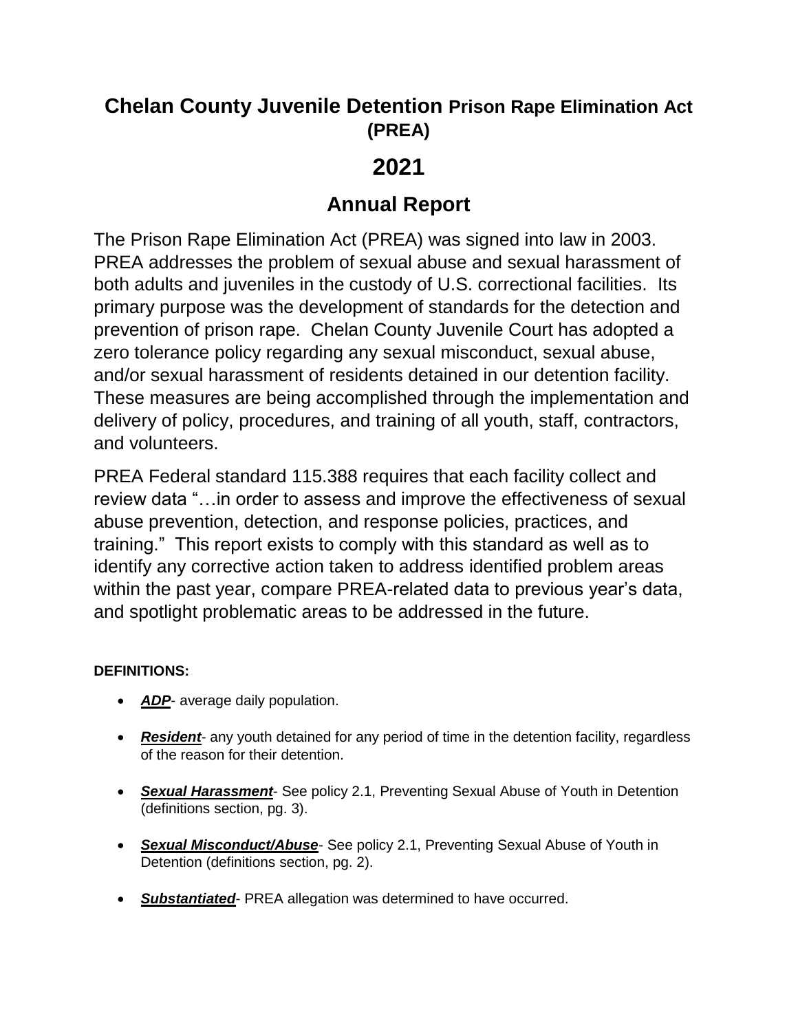# Chelan County Juvenile Detention Prison Rape Elimination Act (PREA)

# 2021

## Annual Report

The Prison Rape Elimination Act (PREA) was signed into law in 2003. PREA addresses the problem of sexual abuse and sexual harassment of both adults and juveniles in the custody of U.S. correctional facilities. Its primary purpose was the development of standards for the detection and prevention of prison rape. Chelan County Juvenile Court has adopted a zero tolerance policy regarding any sexual misconduct, sexual abuse, and/or sexual harassment of residents detained in our detention facility. These measures are being accomplished through the implementation and delivery of policy, procedures, and training of all youth, staff, contractors, and volunteers.

PREA Federal standard 115.388 requires that each facility collect and review data "…in order to assess and improve the effectiveness of sexual abuse prevention, detection, and response policies, practices, and training." This report exists to comply with this standard as well as to identify any corrective action taken to address identified problem areas within the past year, compare PREA-related data to previous year's data, and spotlight problematic areas to be addressed in the future.

**DEFINITIONS:**

- ***ADP***- average daily population.
- ***Resident***- any youth detained for any period of time in the detention facility, regardless of the reason for their detention.
- ***Sexual Harassment***- See policy 2.1, Preventing Sexual Abuse of Youth in Detention (definitions section, pg. 3).
- ***Sexual Misconduct/Abuse***- See policy 2.1, Preventing Sexual Abuse of Youth in Detention (definitions section, pg. 2).
- ***Substantiated***- PREA allegation was determined to have occurred.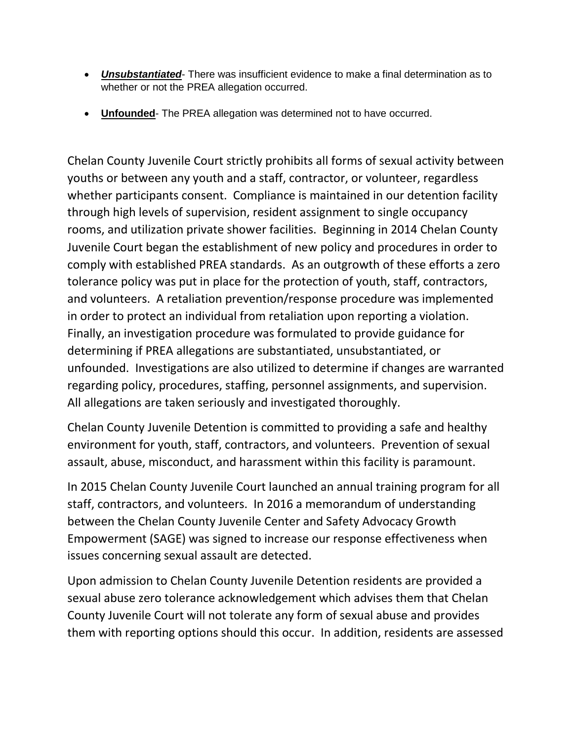- ***Unsubstantiated***- There was insufficient evidence to make a final determination as to whether or not the PREA allegation occurred.
- **Unfounded**- The PREA allegation was determined not to have occurred.

Chelan County Juvenile Court strictly prohibits all forms of sexual activity between youths or between any youth and a staff, contractor, or volunteer, regardless whether participants consent. Compliance is maintained in our detention facility through high levels of supervision, resident assignment to single occupancy rooms, and utilization private shower facilities. Beginning in 2014 Chelan County Juvenile Court began the establishment of new policy and procedures in order to comply with established PREA standards. As an outgrowth of these efforts a zero tolerance policy was put in place for the protection of youth, staff, contractors, and volunteers. A retaliation prevention/response procedure was implemented in order to protect an individual from retaliation upon reporting a violation. Finally, an investigation procedure was formulated to provide guidance for determining if PREA allegations are substantiated, unsubstantiated, or unfounded. Investigations are also utilized to determine if changes are warranted regarding policy, procedures, staffing, personnel assignments, and supervision. All allegations are taken seriously and investigated thoroughly.

Chelan County Juvenile Detention is committed to providing a safe and healthy environment for youth, staff, contractors, and volunteers. Prevention of sexual assault, abuse, misconduct, and harassment within this facility is paramount.

In 2015 Chelan County Juvenile Court launched an annual training program for all staff, contractors, and volunteers. In 2016 a memorandum of understanding between the Chelan County Juvenile Center and Safety Advocacy Growth Empowerment (SAGE) was signed to increase our response effectiveness when issues concerning sexual assault are detected.

Upon admission to Chelan County Juvenile Detention residents are provided a sexual abuse zero tolerance acknowledgement which advises them that Chelan County Juvenile Court will not tolerate any form of sexual abuse and provides them with reporting options should this occur. In addition, residents are assessed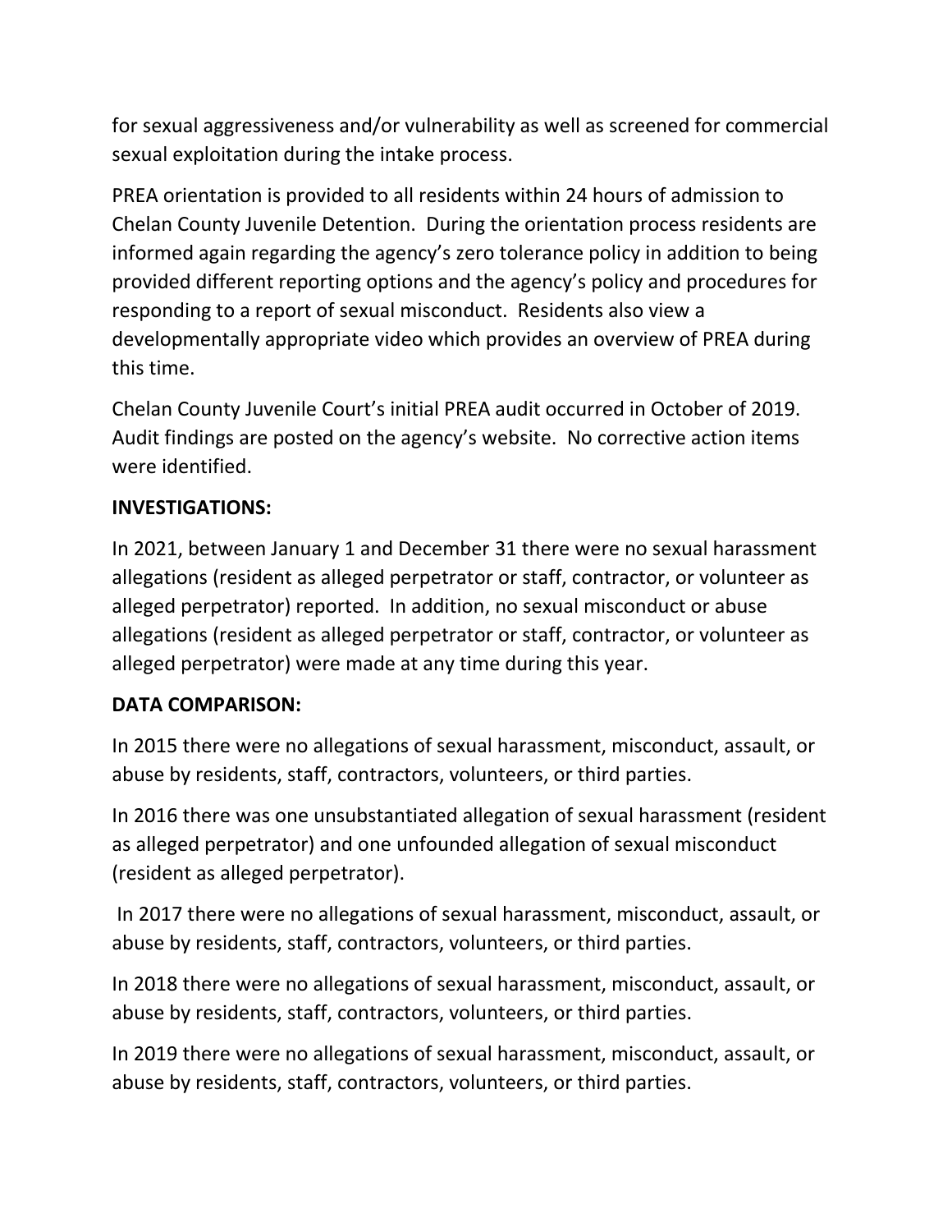for sexual aggressiveness and/or vulnerability as well as screened for commercial sexual exploitation during the intake process.

PREA orientation is provided to all residents within 24 hours of admission to Chelan County Juvenile Detention. During the orientation process residents are informed again regarding the agency's zero tolerance policy in addition to being provided different reporting options and the agency's policy and procedures for responding to a report of sexual misconduct. Residents also view a developmentally appropriate video which provides an overview of PREA during this time.

Chelan County Juvenile Court's initial PREA audit occurred in October of 2019. Audit findings are posted on the agency's website. No corrective action items were identified.

**INVESTIGATIONS:**

In 2021, between January 1 and December 31 there were no sexual harassment allegations (resident as alleged perpetrator or staff, contractor, or volunteer as alleged perpetrator) reported. In addition, no sexual misconduct or abuse allegations (resident as alleged perpetrator or staff, contractor, or volunteer as alleged perpetrator) were made at any time during this year.

**DATA COMPARISON:**

In 2015 there were no allegations of sexual harassment, misconduct, assault, or abuse by residents, staff, contractors, volunteers, or third parties.

In 2016 there was one unsubstantiated allegation of sexual harassment (resident as alleged perpetrator) and one unfounded allegation of sexual misconduct (resident as alleged perpetrator).

In 2017 there were no allegations of sexual harassment, misconduct, assault, or abuse by residents, staff, contractors, volunteers, or third parties.

In 2018 there were no allegations of sexual harassment, misconduct, assault, or abuse by residents, staff, contractors, volunteers, or third parties.

In 2019 there were no allegations of sexual harassment, misconduct, assault, or abuse by residents, staff, contractors, volunteers, or third parties.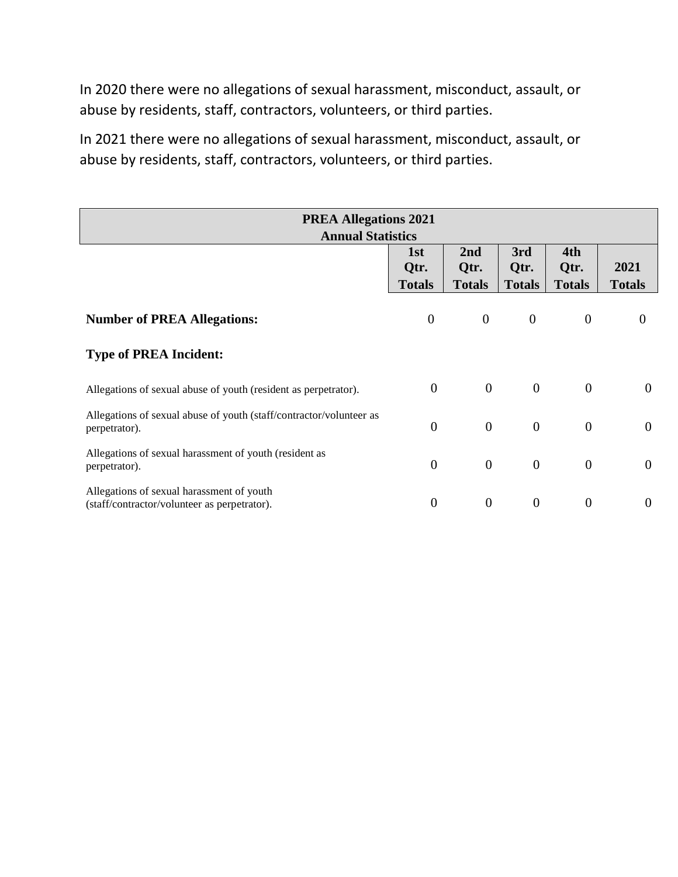In 2020 there were no allegations of sexual harassment, misconduct, assault, or abuse by residents, staff, contractors, volunteers, or third parties.

In 2021 there were no allegations of sexual harassment, misconduct, assault, or abuse by residents, staff, contractors, volunteers, or third parties.

| **PREA Allegations 2021 Annual Statistics** | | | | | |
|---|---|---|---|---|---|
| | **1st Qtr. Totals** | **2nd Qtr. Totals** | **3rd Qtr. Totals** | **4th Qtr. Totals** | **2021 Totals** |
| **Number of PREA Allegations:** | 0 | 0 | 0 | 0 | 0 |
| **Type of PREA Incident:** | | | | | |
| Allegations of sexual abuse of youth (resident as perpetrator). | 0 | 0 | 0 | 0 | 0 |
| Allegations of sexual abuse of youth (staff/contractor/volunteer as perpetrator). | 0 | 0 | 0 | 0 | 0 |
| Allegations of sexual harassment of youth (resident as perpetrator). | 0 | 0 | 0 | 0 | 0 |
| Allegations of sexual harassment of youth (staff/contractor/volunteer as perpetrator). | 0 | 0 | 0 | 0 | 0 |